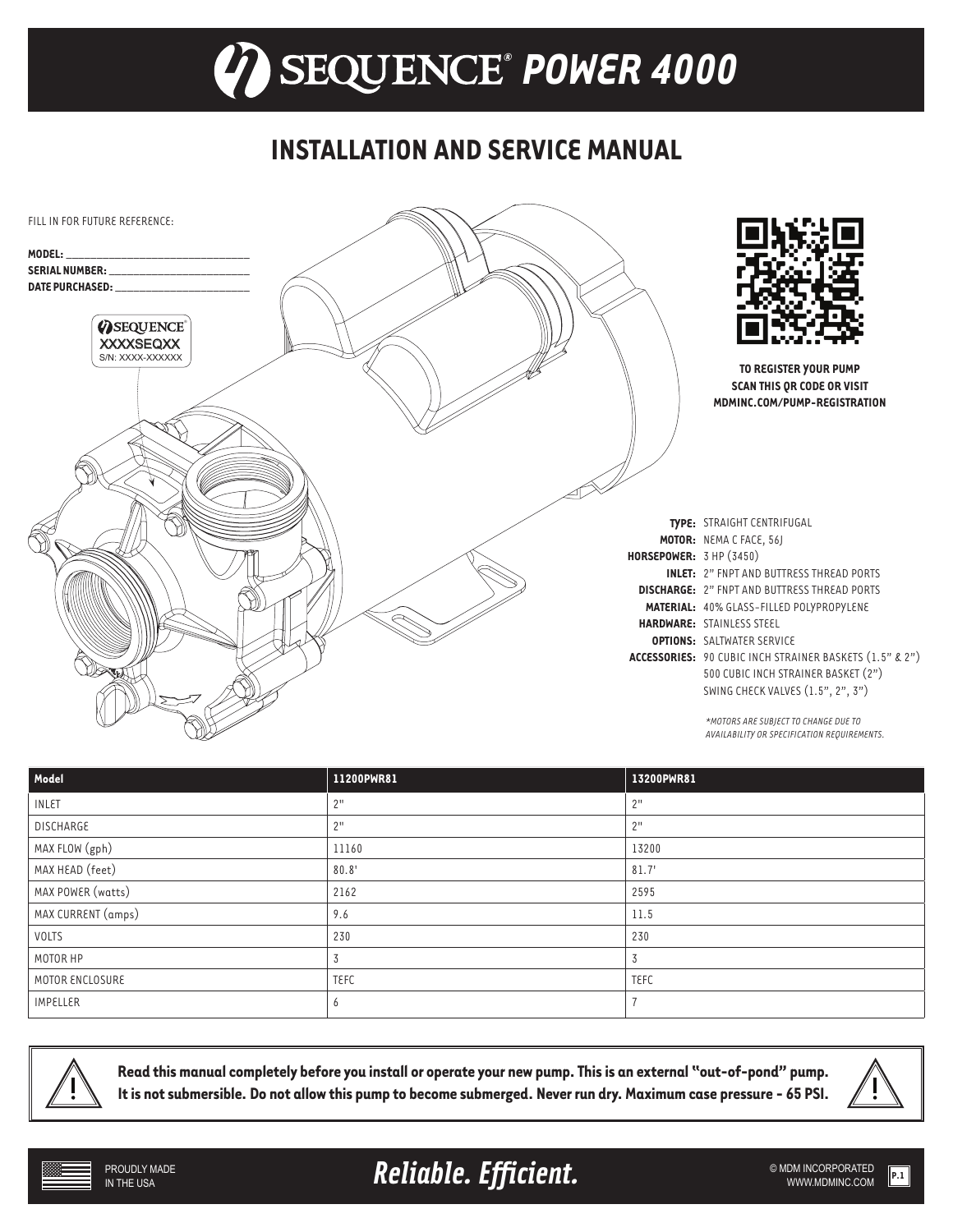# SEQUENCE® POWER 4000

## INSTALLATION AND SERVICE MANUAL

FILL IN FOR FUTURE REFERENCE:

**MODEL:** ______________________________

**SERIAL NUMBER:** ______________________

**DATE PURCHASED:** _____________________

SEQUENCE®
XXXXSEQXX
S/N: XXXX-XXXXXX

**TO REGISTER YOUR PUMP SCAN THIS QR CODE OR VISIT MDMINC.COM/PUMP-REGISTRATION**

**TYPE:** STRAIGHT CENTRIFUGAL
**MOTOR:** NEMA C FACE, 56J
**HORSEPOWER:** 3 HP (3450)
**INLET:** 2" FNPT AND BUTTRESS THREAD PORTS
**DISCHARGE:** 2" FNPT AND BUTTRESS THREAD PORTS
**MATERIAL:** 40% GLASS-FILLED POLYPROPYLENE
**HARDWARE:** STAINLESS STEEL
**OPTIONS:** SALTWATER SERVICE
**ACCESSORIES:** 90 CUBIC INCH STRAINER BASKETS (1.5" & 2")
500 CUBIC INCH STRAINER BASKET (2")
SWING CHECK VALVES (1.5", 2", 3")

*\*MOTORS ARE SUBJECT TO CHANGE DUE TO AVAILABILITY OR SPECIFICATION REQUIREMENTS.*

| Model | 11200PWR81 | 13200PWR81 |
|---|---|---|
| INLET | 2" | 2" |
| DISCHARGE | 2" | 2" |
| MAX FLOW (gph) | 11160 | 13200 |
| MAX HEAD (feet) | 80.8' | 81.7' |
| MAX POWER (watts) | 2162 | 2595 |
| MAX CURRENT (amps) | 9.6 | 11.5 |
| VOLTS | 230 | 230 |
| MOTOR HP | 3 | 3 |
| MOTOR ENCLOSURE | TEFC | TEFC |
| IMPELLER | 6 | 7 |

**Read this manual completely before you install or operate your new pump. This is an external "out-of-pond" pump. It is not submersible. Do not allow this pump to become submerged. Never run dry. Maximum case pressure - 65 PSI.**

PROUDLY MADE IN THE USA

***Reliable. Efficient.***

© MDM INCORPORATED
WWW.MDMINC.COM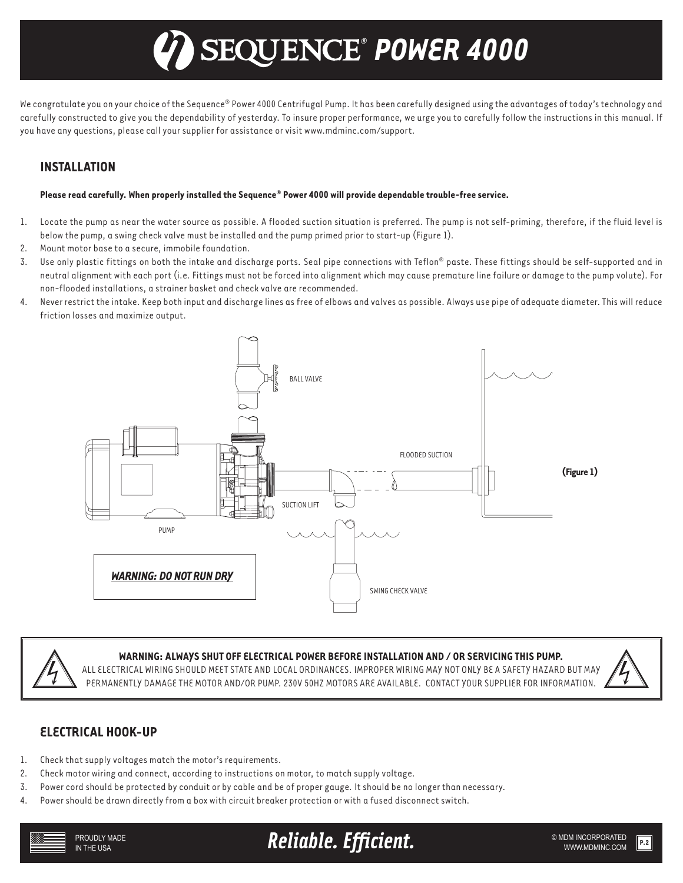# SEQUENCE® POWER 4000

We congratulate you on your choice of the Sequence® Power 4000 Centrifugal Pump. It has been carefully designed using the advantages of today's technology and carefully constructed to give you the dependability of yesterday. To insure proper performance, we urge you to carefully follow the instructions in this manual. If you have any questions, please call your supplier for assistance or visit www.mdminc.com/support.

## INSTALLATION

**Please read carefully. When properly installed the Sequence® Power 4000 will provide dependable trouble-free service.**

1. Locate the pump as near the water source as possible. A flooded suction situation is preferred. The pump is not self-priming, therefore, if the fluid level is below the pump, a swing check valve must be installed and the pump primed prior to start-up (Figure 1).
2. Mount motor base to a secure, immobile foundation.
3. Use only plastic fittings on both the intake and discharge ports. Seal pipe connections with Teflon® paste. These fittings should be self-supported and in neutral alignment with each port (i.e. Fittings must not be forced into alignment which may cause premature line failure or damage to the pump volute). For non-flooded installations, a strainer basket and check valve are recommended.
4. Never restrict the intake. Keep both input and discharge lines as free of elbows and valves as possible. Always use pipe of adequate diameter. This will reduce friction losses and maximize output.

BALL VALVE

FLOODED SUCTION

SUCTION LIFT

PUMP

SWING CHECK VALVE

***WARNING: DO NOT RUN DRY***

**(Figure 1)**

**WARNING: ALWAYS SHUT OFF ELECTRICAL POWER BEFORE INSTALLATION AND / OR SERVICING THIS PUMP.**
ALL ELECTRICAL WIRING SHOULD MEET STATE AND LOCAL ORDINANCES. IMPROPER WIRING MAY NOT ONLY BE A SAFETY HAZARD BUT MAY PERMANENTLY DAMAGE THE MOTOR AND/OR PUMP. 230V 50HZ MOTORS ARE AVAILABLE. CONTACT YOUR SUPPLIER FOR INFORMATION.

## ELECTRICAL HOOK-UP

1. Check that supply voltages match the motor's requirements.
2. Check motor wiring and connect, according to instructions on motor, to match supply voltage.
3. Power cord should be protected by conduit or by cable and be of proper gauge. It should be no longer than necessary.
4. Power should be drawn directly from a box with circuit breaker protection or with a fused disconnect switch.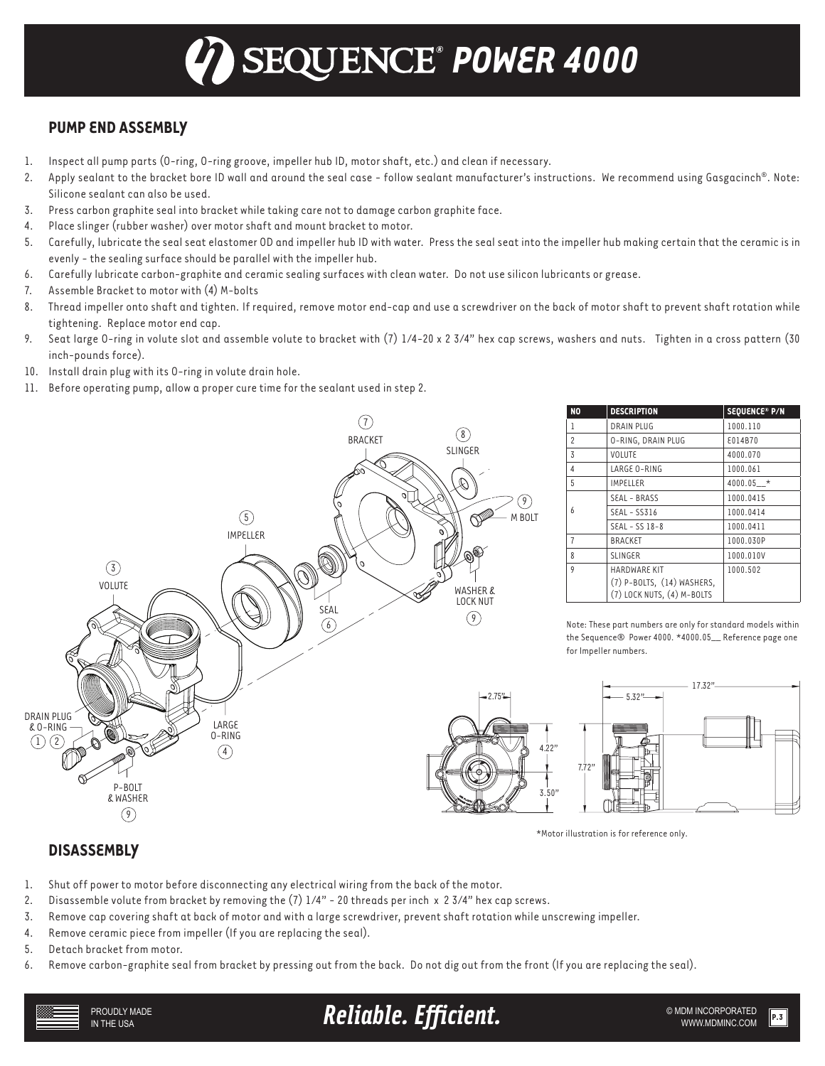# SEQUENCE® POWER 4000

## PUMP END ASSEMBLY

1. Inspect all pump parts (O-ring, O-ring groove, impeller hub ID, motor shaft, etc.) and clean if necessary.
2. Apply sealant to the bracket bore ID wall and around the seal case - follow sealant manufacturer's instructions. We recommend using Gasgacinch®. Note: Silicone sealant can also be used.
3. Press carbon graphite seal into bracket while taking care not to damage carbon graphite face.
4. Place slinger (rubber washer) over motor shaft and mount bracket to motor.
5. Carefully, lubricate the seal seat elastomer OD and impeller hub ID with water. Press the seal seat into the impeller hub making certain that the ceramic is in evenly - the sealing surface should be parallel with the impeller hub.
6. Carefully lubricate carbon-graphite and ceramic sealing surfaces with clean water. Do not use silicon lubricants or grease.
7. Assemble Bracket to motor with (4) M-bolts
8. Thread impeller onto shaft and tighten. If required, remove motor end-cap and use a screwdriver on the back of motor shaft to prevent shaft rotation while tightening. Replace motor end cap.
9. Seat large O-ring in volute slot and assemble volute to bracket with (7) 1/4-20 x 2 3/4" hex cap screws, washers and nuts. Tighten in a cross pattern (30 inch-pounds force).
10. Install drain plug with its O-ring in volute drain hole.
11. Before operating pump, allow a proper cure time for the sealant used in step 2.

| NO | DESCRIPTION | SEQUENCE® P/N |
|---|---|---|
| 1 | DRAIN PLUG | 1000.110 |
| 2 | O-RING, DRAIN PLUG | E014B70 |
| 3 | VOLUTE | 4000.070 |
| 4 | LARGE O-RING | 1000.061 |
| 5 | IMPELLER | 4000.05__* |
| 6 | SEAL - BRASS | 1000.0415 |
| | SEAL - SS316 | 1000.0414 |
| | SEAL - SS 18-8 | 1000.0411 |
| 7 | BRACKET | 1000.030P |
| 8 | SLINGER | 1000.010V |
| 9 | HARDWARE KIT (7) P-BOLTS, (14) WASHERS, (7) LOCK NUTS, (4) M-BOLTS | 1000.502 |

Note: These part numbers are only for standard models within the Sequence® Power 4000. *4000.05__ Reference page one for Impeller numbers.

*Motor illustration is for reference only.

## DISASSEMBLY

1. Shut off power to motor before disconnecting any electrical wiring from the back of the motor.
2. Disassemble volute from bracket by removing the (7) 1/4" - 20 threads per inch x 2 3/4" hex cap screws.
3. Remove cap covering shaft at back of motor and with a large screwdriver, prevent shaft rotation while unscrewing impeller.
4. Remove ceramic piece from impeller (If you are replacing the seal).
5. Detach bracket from motor.
6. Remove carbon-graphite seal from bracket by pressing out from the back. Do not dig out from the front (If you are replacing the seal).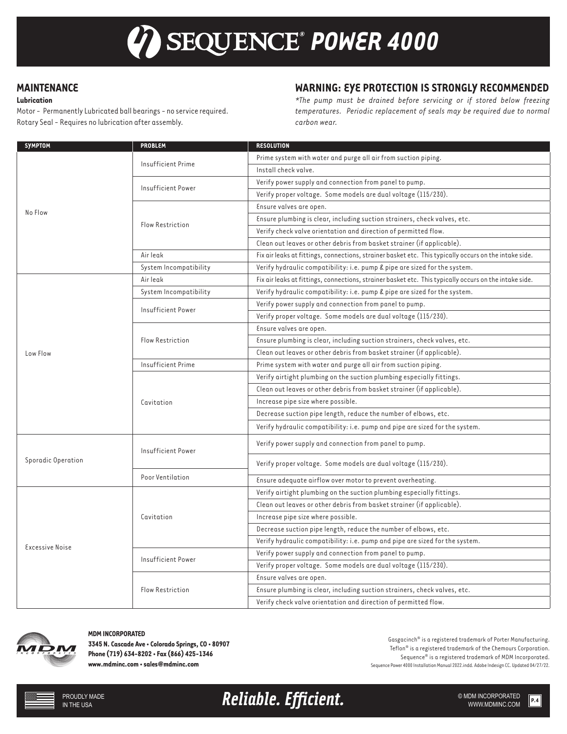# SEQUENCE® POWER 4000

## MAINTENANCE

**Lubrication**

Motor - Permanently Lubricated ball bearings - no service required.
Rotary Seal - Requires no lubrication after assembly.

## WARNING: EYE PROTECTION IS STRONGLY RECOMMENDED

*\*The pump must be drained before servicing or if stored below freezing temperatures. Periodic replacement of seals may be required due to normal carbon wear.*

| SYMPTOM | PROBLEM | RESOLUTION |
|---|---|---|
| No Flow | Insufficient Prime | Prime system with water and purge all air from suction piping. |
| | | Install check valve. |
| | Insufficient Power | Verify power supply and connection from panel to pump. |
| | | Verify proper voltage. Some models are dual voltage (115/230). |
| | Flow Restriction | Ensure valves are open. |
| | | Ensure plumbing is clear, including suction strainers, check valves, etc. |
| | | Verify check valve orientation and direction of permitted flow. |
| | | Clean out leaves or other debris from basket strainer (if applicable). |
| | Air leak | Fix air leaks at fittings, connections, strainer basket etc. This typically occurs on the intake side. |
| | System Incompatibility | Verify hydraulic compatibility: i.e. pump & pipe are sized for the system. |
| Low Flow | Air leak | Fix air leaks at fittings, connections, strainer basket etc. This typically occurs on the intake side. |
| | System Incompatibility | Verify hydraulic compatibility: i.e. pump & pipe are sized for the system. |
| | Insufficient Power | Verify power supply and connection from panel to pump. |
| | | Verify proper voltage. Some models are dual voltage (115/230). |
| | Flow Restriction | Ensure valves are open. |
| | | Ensure plumbing is clear, including suction strainers, check valves, etc. |
| | | Clean out leaves or other debris from basket strainer (if applicable). |
| | Insufficient Prime | Prime system with water and purge all air from suction piping. |
| | Cavitation | Verify airtight plumbing on the suction plumbing especially fittings. |
| | | Clean out leaves or other debris from basket strainer (if applicable). |
| | | Increase pipe size where possible. |
| | | Decrease suction pipe length, reduce the number of elbows, etc. |
| | | Verify hydraulic compatibility: i.e. pump and pipe are sized for the system. |
| Sporadic Operation | Insufficient Power | Verify power supply and connection from panel to pump. |
| | | Verify proper voltage. Some models are dual voltage (115/230). |
| | Poor Ventilation | Ensure adequate airflow over motor to prevent overheating. |
| Excessive Noise | Cavitation | Verify airtight plumbing on the suction plumbing especially fittings. |
| | | Clean out leaves or other debris from basket strainer (if applicable). |
| | | Increase pipe size where possible. |
| | | Decrease suction pipe length, reduce the number of elbows, etc. |
| | | Verify hydraulic compatibility: i.e. pump and pipe are sized for the system. |
| | Insufficient Power | Verify power supply and connection from panel to pump. |
| | | Verify proper voltage. Some models are dual voltage (115/230). |
| | Flow Restriction | Ensure valves are open. |
| | | Ensure plumbing is clear, including suction strainers, check valves, etc. |
| | | Verify check valve orientation and direction of permitted flow. |

**MDM INCORPORATED**
**3345 N. Cascade Ave • Colorado Springs, CO • 80907**
**Phone (719) 634-8202 • Fax (866) 425-1346**
**www.mdminc.com • sales@mdminc.com**

Gasgacinch® is a registered trademark of Porter Manufacturing.
Teflon® is a registered trademark of the Chemours Corporation.
Sequence® is a registered trademark of MDM Incorporated.
Sequence Power 4000 Installation Manual 2022.indd. Adobe Indesign CC. Updated 04/27/22.

PROUDLY MADE IN THE USA

***Reliable. Efficient.***

© MDM INCORPORATED
WWW.MDMINC.COM